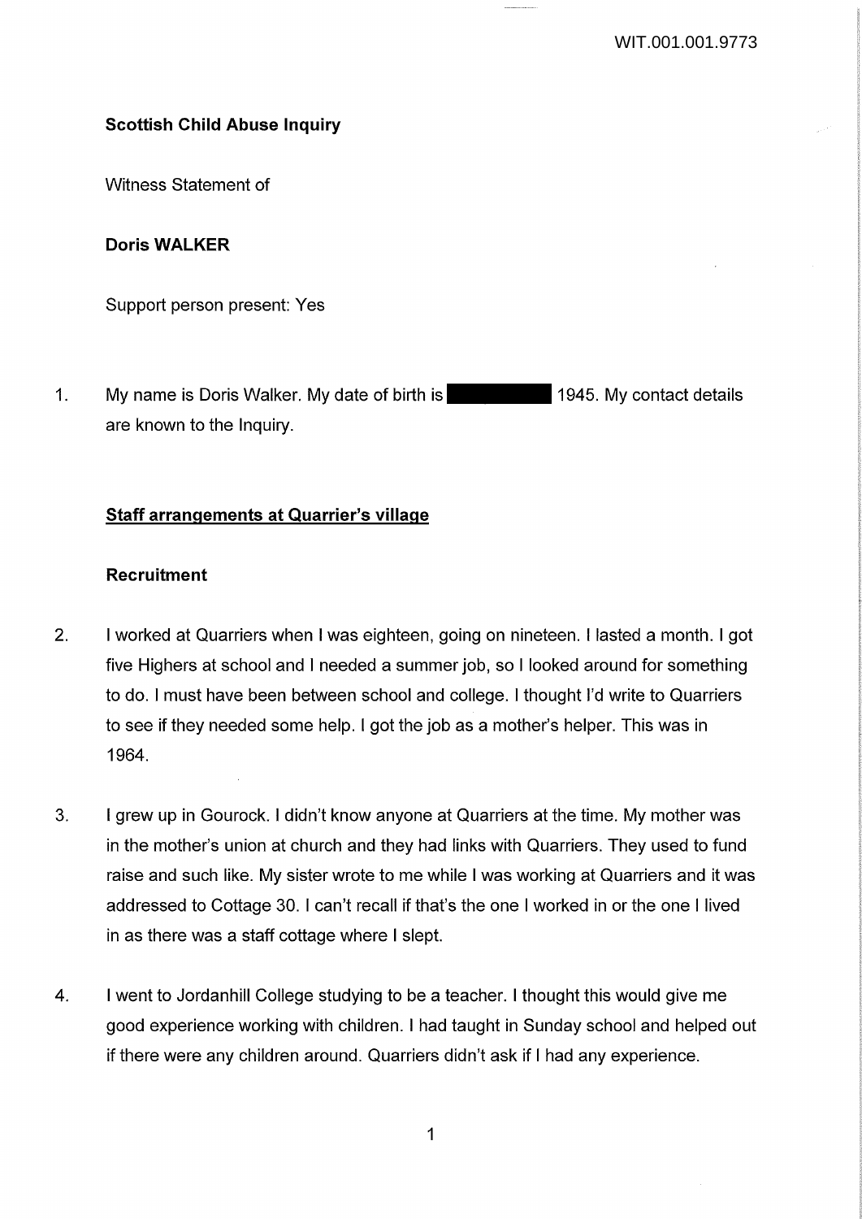**Scottish Child Abuse Inquiry**

Witness Statement of

**Doris WALKER**

Support person present: Yes

1. My name is Doris Walker. My date of birth is [REDACTED] 1945. My contact details are known to the Inquiry.

## Staff arrangements at Quarrier's village

### Recruitment

2. I worked at Quarriers when I was eighteen, going on nineteen. I lasted a month. I got five Highers at school and I needed a summer job, so I looked around for something to do. I must have been between school and college. I thought I'd write to Quarriers to see if they needed some help. I got the job as a mother's helper. This was in 1964.

3. I grew up in Gourock. I didn't know anyone at Quarriers at the time. My mother was in the mother's union at church and they had links with Quarriers. They used to fund raise and such like. My sister wrote to me while I was working at Quarriers and it was addressed to Cottage 30. I can't recall if that's the one I worked in or the one I lived in as there was a staff cottage where I slept.

4. I went to Jordanhill College studying to be a teacher. I thought this would give me good experience working with children. I had taught in Sunday school and helped out if there were any children around. Quarriers didn't ask if I had any experience.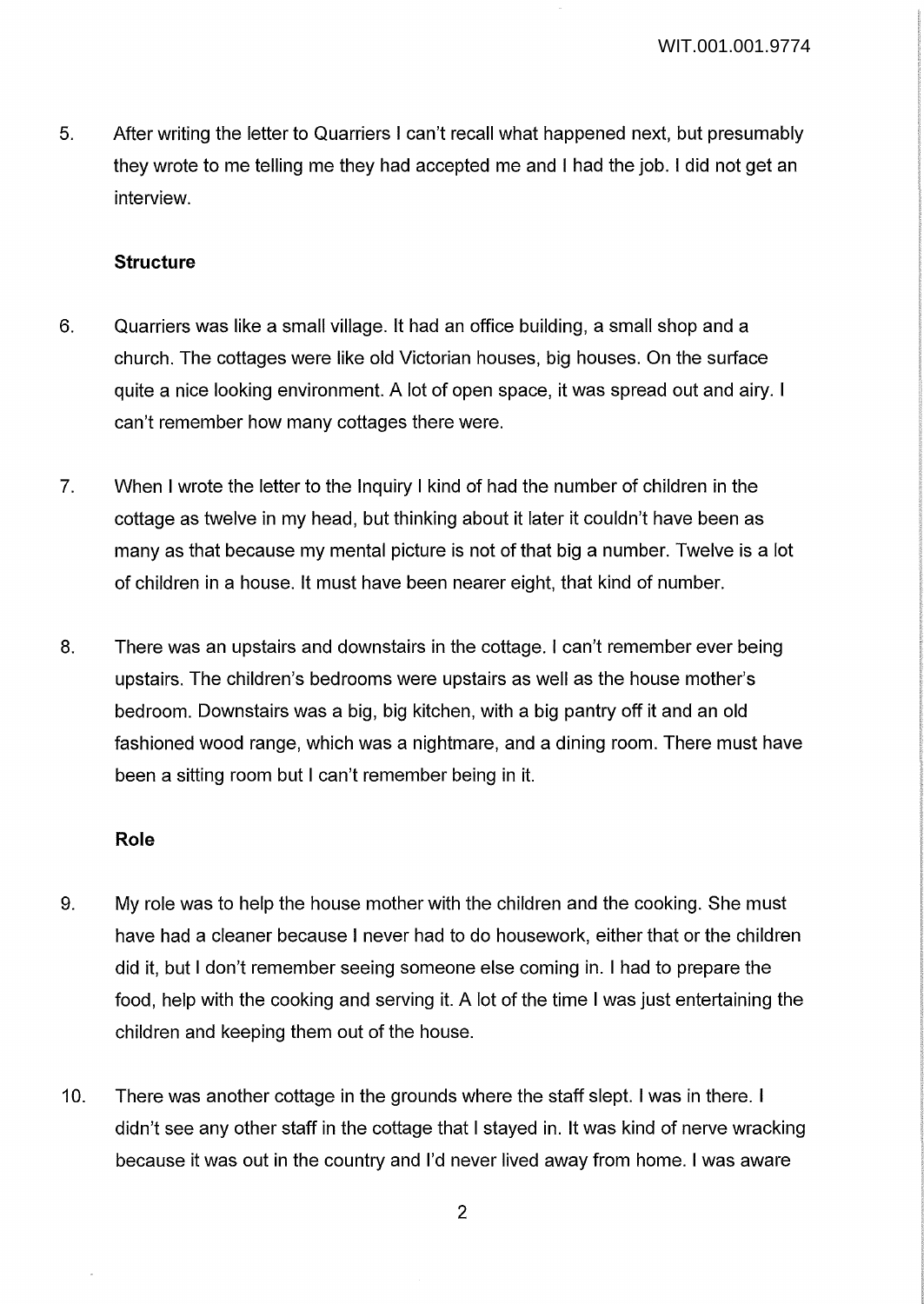5. After writing the letter to Quarriers I can't recall what happened next, but presumably they wrote to me telling me they had accepted me and I had the job. I did not get an interview.

**Structure**

6. Quarriers was like a small village. It had an office building, a small shop and a church. The cottages were like old Victorian houses, big houses. On the surface quite a nice looking environment. A lot of open space, it was spread out and airy. I can't remember how many cottages there were.

7. When I wrote the letter to the Inquiry I kind of had the number of children in the cottage as twelve in my head, but thinking about it later it couldn't have been as many as that because my mental picture is not of that big a number. Twelve is a lot of children in a house. It must have been nearer eight, that kind of number.

8. There was an upstairs and downstairs in the cottage. I can't remember ever being upstairs. The children's bedrooms were upstairs as well as the house mother's bedroom. Downstairs was a big, big kitchen, with a big pantry off it and an old fashioned wood range, which was a nightmare, and a dining room. There must have been a sitting room but I can't remember being in it.

**Role**

9. My role was to help the house mother with the children and the cooking. She must have had a cleaner because I never had to do housework, either that or the children did it, but I don't remember seeing someone else coming in. I had to prepare the food, help with the cooking and serving it. A lot of the time I was just entertaining the children and keeping them out of the house.

10. There was another cottage in the grounds where the staff slept. I was in there. I didn't see any other staff in the cottage that I stayed in. It was kind of nerve wracking because it was out in the country and I'd never lived away from home. I was aware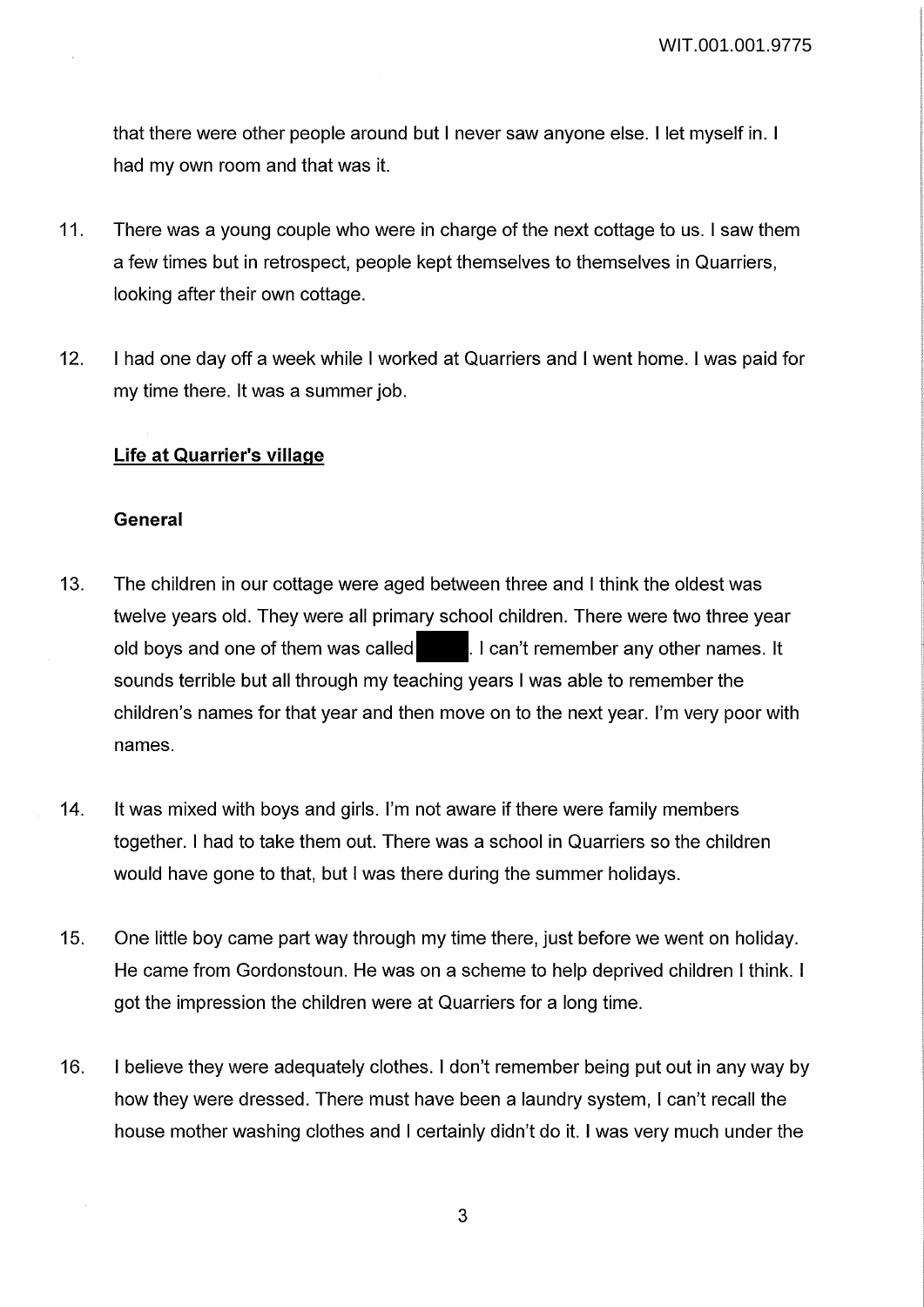that there were other people around but I never saw anyone else. I let myself in. I had my own room and that was it.

11. There was a young couple who were in charge of the next cottage to us. I saw them a few times but in retrospect, people kept themselves to themselves in Quarriers, looking after their own cottage.

12. I had one day off a week while I worked at Quarriers and I went home. I was paid for my time there. It was a summer job.

**Life at Quarrier's village**

**General**

13. The children in our cottage were aged between three and I think the oldest was twelve years old. They were all primary school children. There were two three year old boys and one of them was called ████. I can't remember any other names. It sounds terrible but all through my teaching years I was able to remember the children's names for that year and then move on to the next year. I'm very poor with names.

14. It was mixed with boys and girls. I'm not aware if there were family members together. I had to take them out. There was a school in Quarriers so the children would have gone to that, but I was there during the summer holidays.

15. One little boy came part way through my time there, just before we went on holiday. He came from Gordonstoun. He was on a scheme to help deprived children I think. I got the impression the children were at Quarriers for a long time.

16. I believe they were adequately clothes. I don't remember being put out in any way by how they were dressed. There must have been a laundry system, I can't recall the house mother washing clothes and I certainly didn't do it. I was very much under the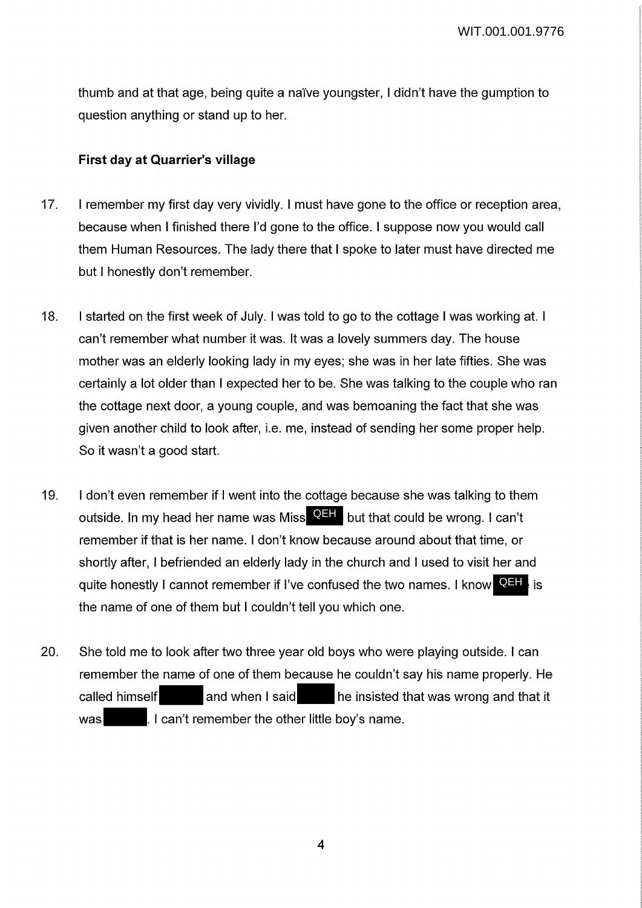thumb and at that age, being quite a naïve youngster, I didn't have the gumption to question anything or stand up to her.

**First day at Quarrier's village**

17. I remember my first day very vividly. I must have gone to the office or reception area, because when I finished there I'd gone to the office. I suppose now you would call them Human Resources. The lady there that I spoke to later must have directed me but I honestly don't remember.

18. I started on the first week of July. I was told to go to the cottage I was working at. I can't remember what number it was. It was a lovely summers day. The house mother was an elderly looking lady in my eyes; she was in her late fifties. She was certainly a lot older than I expected her to be. She was talking to the couple who ran the cottage next door, a young couple, and was bemoaning the fact that she was given another child to look after, i.e. me, instead of sending her some proper help. So it wasn't a good start.

19. I don't even remember if I went into the cottage because she was talking to them outside. In my head her name was Miss QEH but that could be wrong. I can't remember if that is her name. I don't know because around about that time, or shortly after, I befriended an elderly lady in the church and I used to visit her and quite honestly I cannot remember if I've confused the two names. I know QEH is the name of one of them but I couldn't tell you which one.

20. She told me to look after two three year old boys who were playing outside. I can remember the name of one of them because he couldn't say his name properly. He called himself [redacted] and when I said [redacted] he insisted that was wrong and that it was [redacted]. I can't remember the other little boy's name.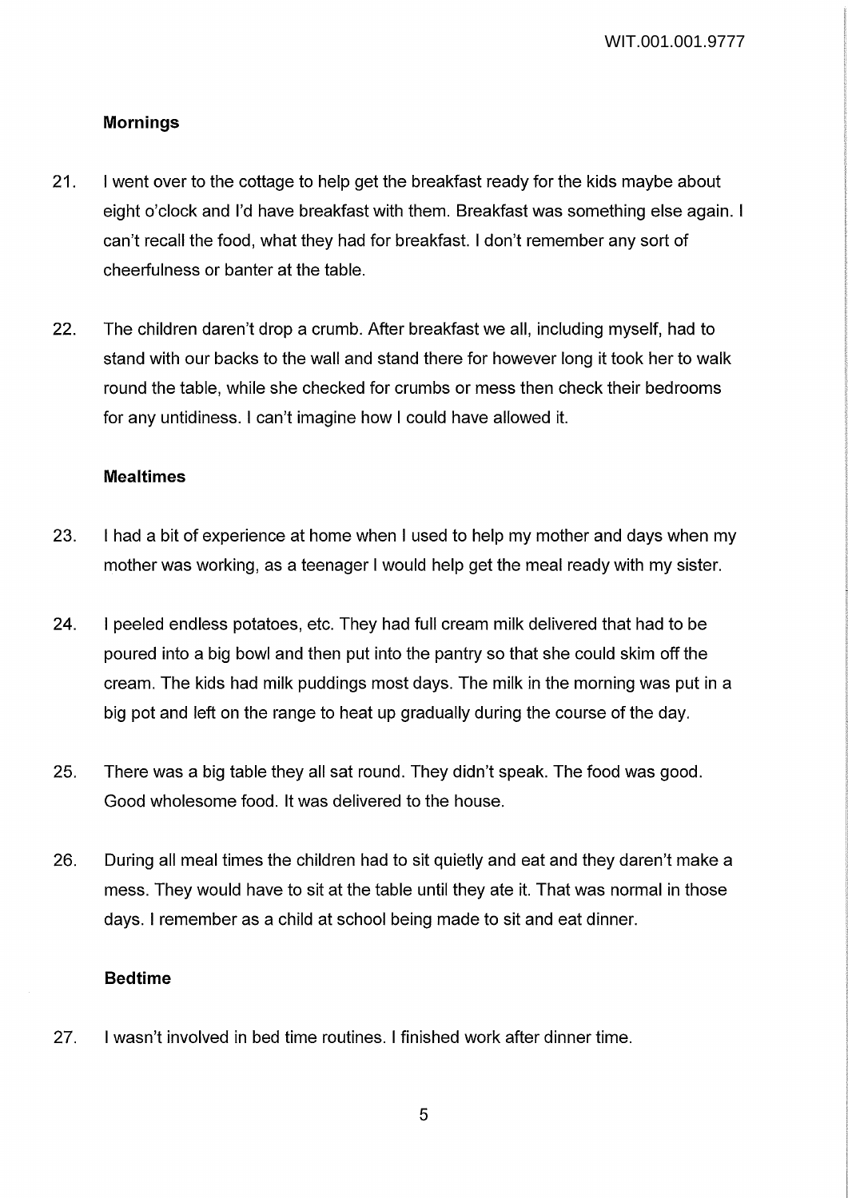### Mornings

21. I went over to the cottage to help get the breakfast ready for the kids maybe about eight o'clock and I'd have breakfast with them. Breakfast was something else again. I can't recall the food, what they had for breakfast. I don't remember any sort of cheerfulness or banter at the table.

22. The children daren't drop a crumb. After breakfast we all, including myself, had to stand with our backs to the wall and stand there for however long it took her to walk round the table, while she checked for crumbs or mess then check their bedrooms for any untidiness. I can't imagine how I could have allowed it.

### Mealtimes

23. I had a bit of experience at home when I used to help my mother and days when my mother was working, as a teenager I would help get the meal ready with my sister.

24. I peeled endless potatoes, etc. They had full cream milk delivered that had to be poured into a big bowl and then put into the pantry so that she could skim off the cream. The kids had milk puddings most days. The milk in the morning was put in a big pot and left on the range to heat up gradually during the course of the day.

25. There was a big table they all sat round. They didn't speak. The food was good. Good wholesome food. It was delivered to the house.

26. During all meal times the children had to sit quietly and eat and they daren't make a mess. They would have to sit at the table until they ate it. That was normal in those days. I remember as a child at school being made to sit and eat dinner.

### Bedtime

27. I wasn't involved in bed time routines. I finished work after dinner time.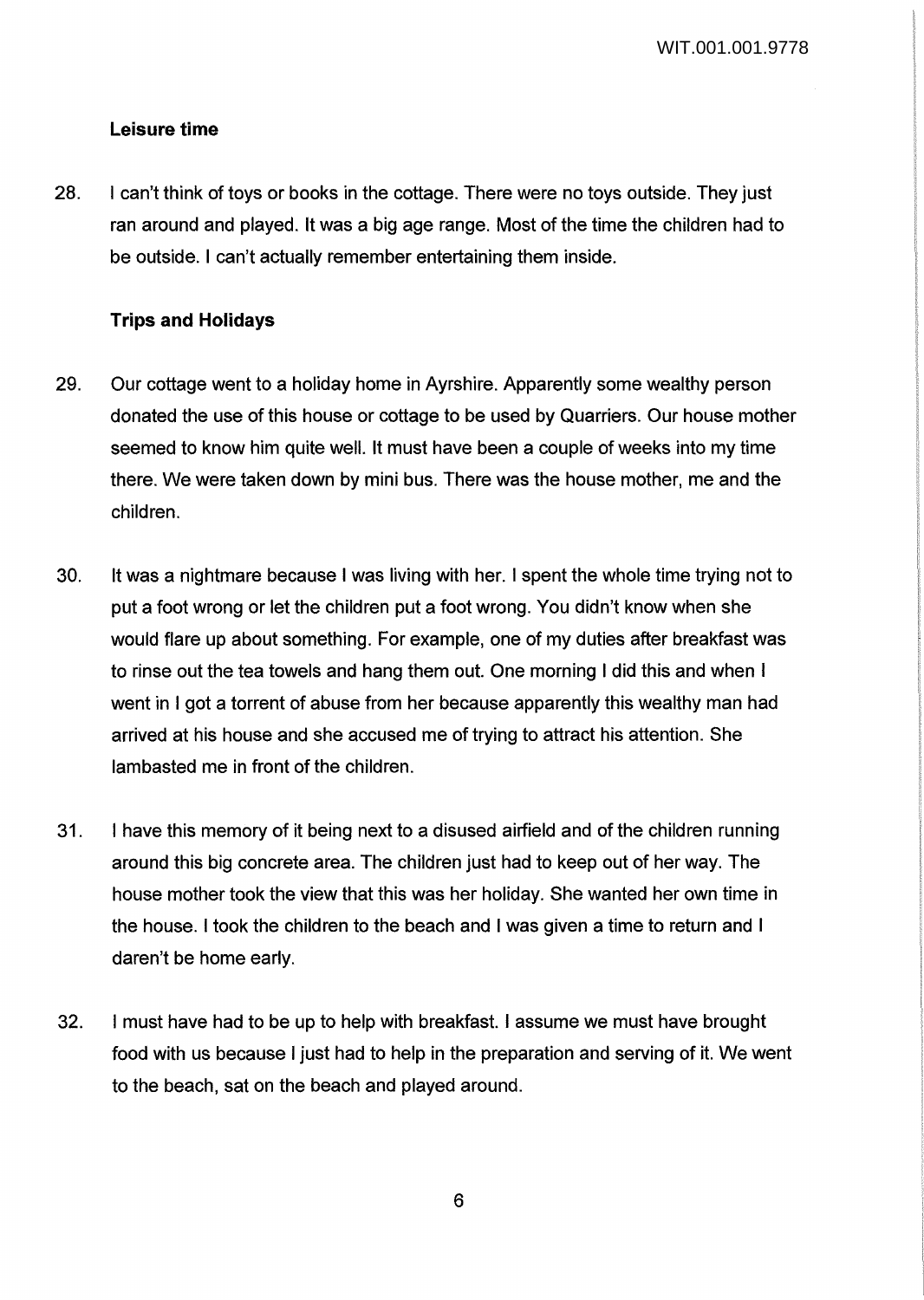**Leisure time**

28. I can't think of toys or books in the cottage. There were no toys outside. They just ran around and played. It was a big age range. Most of the time the children had to be outside. I can't actually remember entertaining them inside.

**Trips and Holidays**

29. Our cottage went to a holiday home in Ayrshire. Apparently some wealthy person donated the use of this house or cottage to be used by Quarriers. Our house mother seemed to know him quite well. It must have been a couple of weeks into my time there. We were taken down by mini bus. There was the house mother, me and the children.

30. It was a nightmare because I was living with her. I spent the whole time trying not to put a foot wrong or let the children put a foot wrong. You didn't know when she would flare up about something. For example, one of my duties after breakfast was to rinse out the tea towels and hang them out. One morning I did this and when I went in I got a torrent of abuse from her because apparently this wealthy man had arrived at his house and she accused me of trying to attract his attention. She lambasted me in front of the children.

31. I have this memory of it being next to a disused airfield and of the children running around this big concrete area. The children just had to keep out of her way. The house mother took the view that this was her holiday. She wanted her own time in the house. I took the children to the beach and I was given a time to return and I daren't be home early.

32. I must have had to be up to help with breakfast. I assume we must have brought food with us because I just had to help in the preparation and serving of it. We went to the beach, sat on the beach and played around.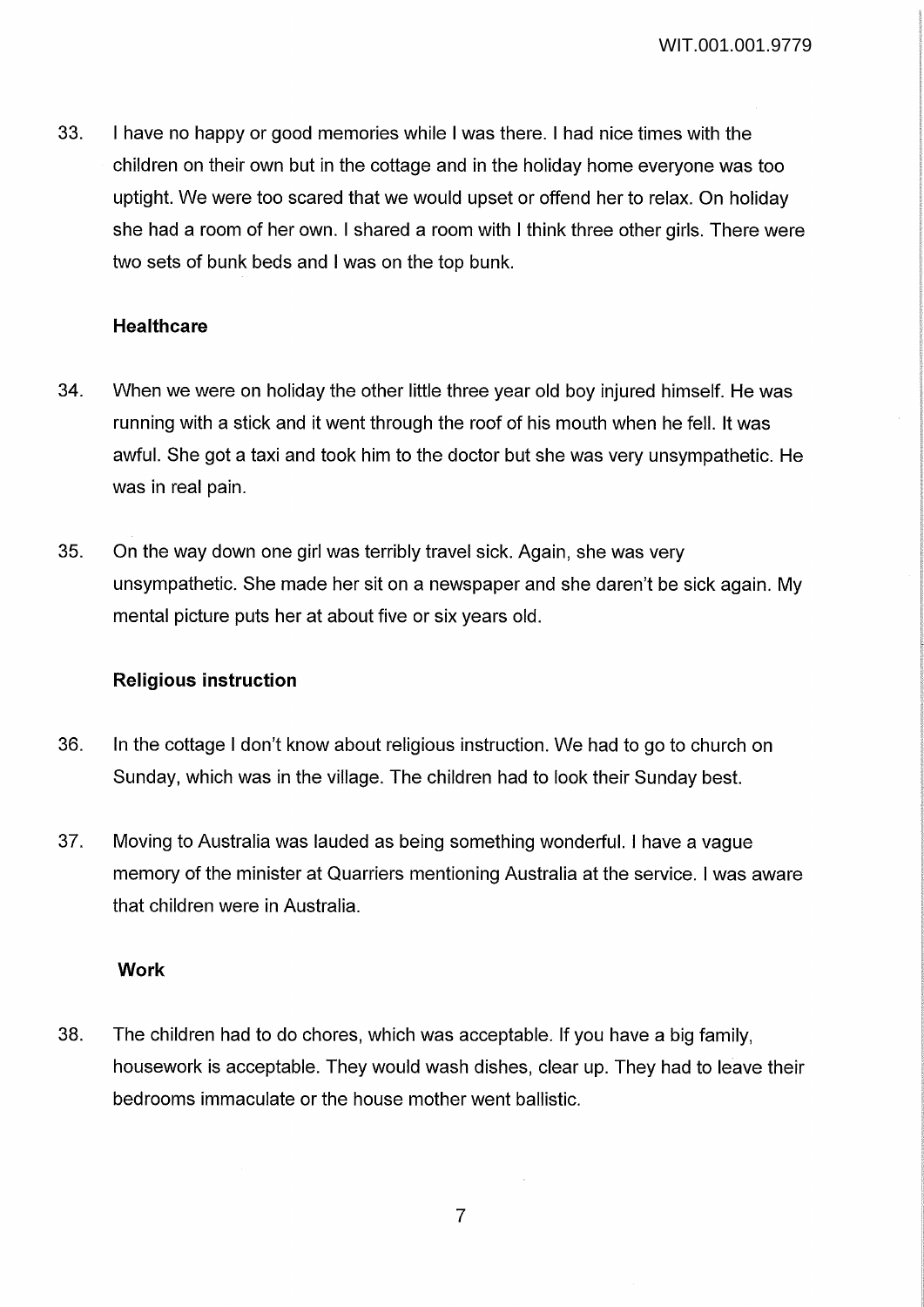33. I have no happy or good memories while I was there. I had nice times with the children on their own but in the cottage and in the holiday home everyone was too uptight. We were too scared that we would upset or offend her to relax. On holiday she had a room of her own. I shared a room with I think three other girls. There were two sets of bunk beds and I was on the top bunk.

**Healthcare**

34. When we were on holiday the other little three year old boy injured himself. He was running with a stick and it went through the roof of his mouth when he fell. It was awful. She got a taxi and took him to the doctor but she was very unsympathetic. He was in real pain.

35. On the way down one girl was terribly travel sick. Again, she was very unsympathetic. She made her sit on a newspaper and she daren't be sick again. My mental picture puts her at about five or six years old.

**Religious instruction**

36. In the cottage I don't know about religious instruction. We had to go to church on Sunday, which was in the village. The children had to look their Sunday best.

37. Moving to Australia was lauded as being something wonderful. I have a vague memory of the minister at Quarriers mentioning Australia at the service. I was aware that children were in Australia.

**Work**

38. The children had to do chores, which was acceptable. If you have a big family, housework is acceptable. They would wash dishes, clear up. They had to leave their bedrooms immaculate or the house mother went ballistic.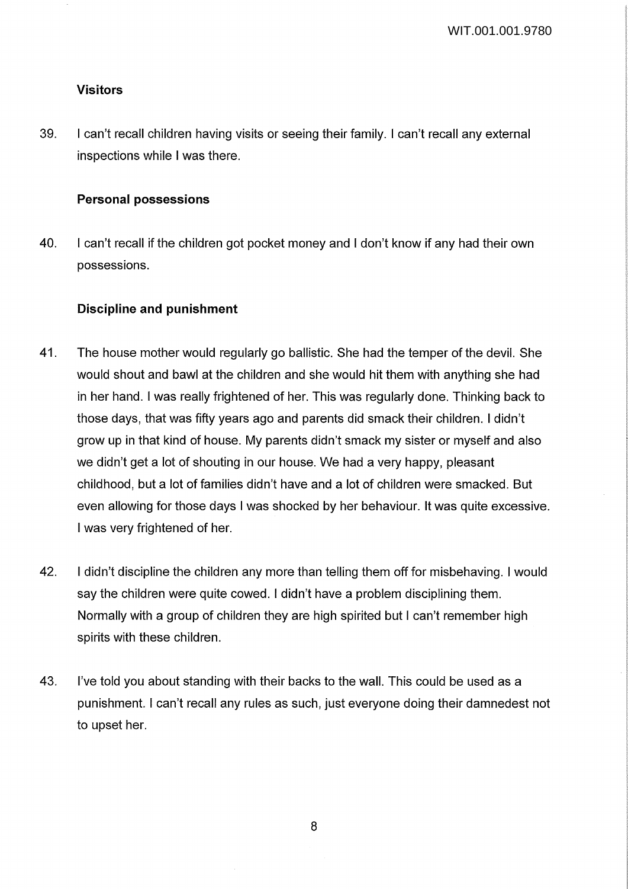### Visitors

39. I can't recall children having visits or seeing their family. I can't recall any external inspections while I was there.

### Personal possessions

40. I can't recall if the children got pocket money and I don't know if any had their own possessions.

### Discipline and punishment

41. The house mother would regularly go ballistic. She had the temper of the devil. She would shout and bawl at the children and she would hit them with anything she had in her hand. I was really frightened of her. This was regularly done. Thinking back to those days, that was fifty years ago and parents did smack their children. I didn't grow up in that kind of house. My parents didn't smack my sister or myself and also we didn't get a lot of shouting in our house. We had a very happy, pleasant childhood, but a lot of families didn't have and a lot of children were smacked. But even allowing for those days I was shocked by her behaviour. It was quite excessive. I was very frightened of her.

42. I didn't discipline the children any more than telling them off for misbehaving. I would say the children were quite cowed. I didn't have a problem disciplining them. Normally with a group of children they are high spirited but I can't remember high spirits with these children.

43. I've told you about standing with their backs to the wall. This could be used as a punishment. I can't recall any rules as such, just everyone doing their damnedest not to upset her.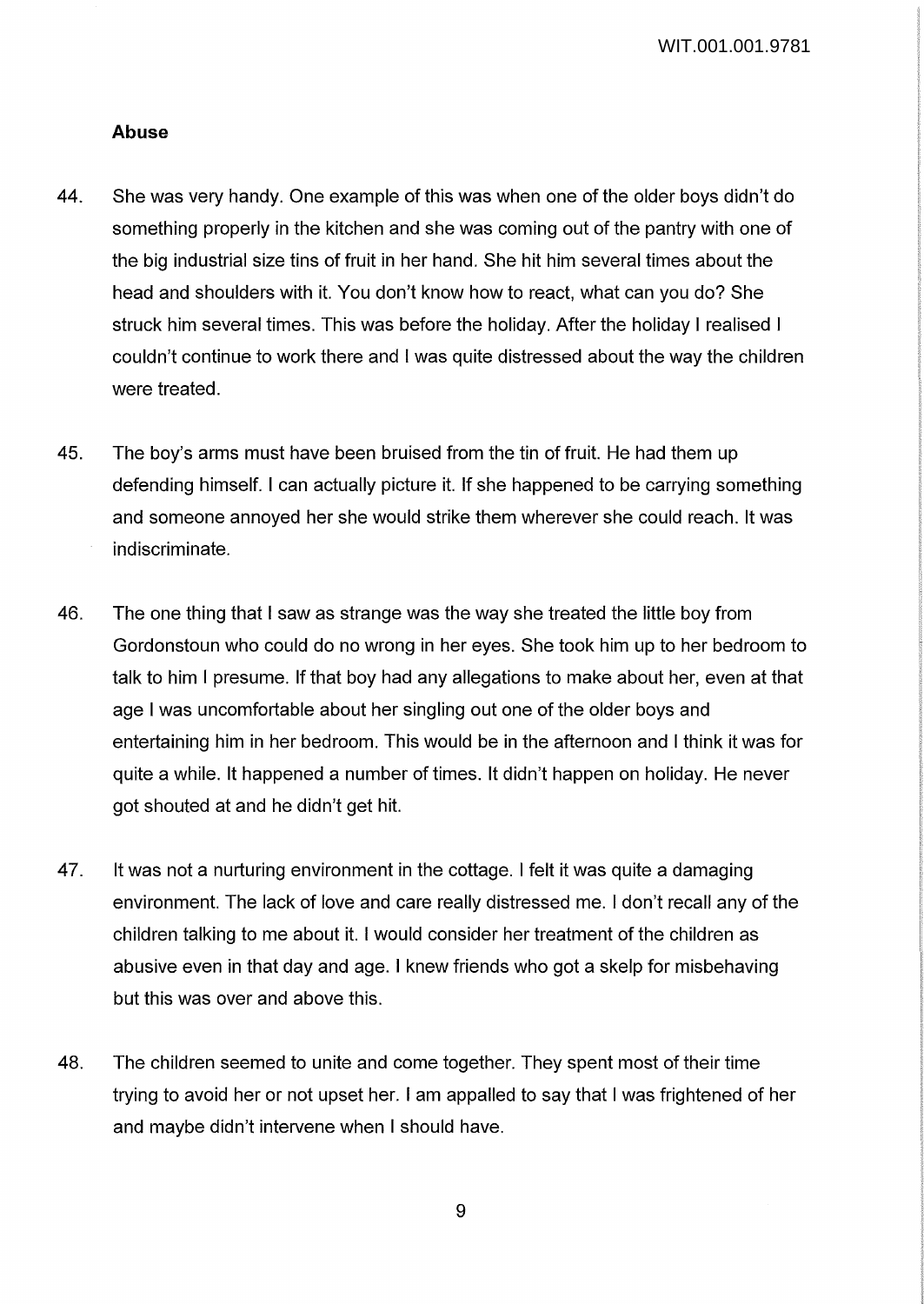## Abuse

44. She was very handy. One example of this was when one of the older boys didn't do something properly in the kitchen and she was coming out of the pantry with one of the big industrial size tins of fruit in her hand. She hit him several times about the head and shoulders with it. You don't know how to react, what can you do? She struck him several times. This was before the holiday. After the holiday I realised I couldn't continue to work there and I was quite distressed about the way the children were treated.

45. The boy's arms must have been bruised from the tin of fruit. He had them up defending himself. I can actually picture it. If she happened to be carrying something and someone annoyed her she would strike them wherever she could reach. It was indiscriminate.

46. The one thing that I saw as strange was the way she treated the little boy from Gordonstoun who could do no wrong in her eyes. She took him up to her bedroom to talk to him I presume. If that boy had any allegations to make about her, even at that age I was uncomfortable about her singling out one of the older boys and entertaining him in her bedroom. This would be in the afternoon and I think it was for quite a while. It happened a number of times. It didn't happen on holiday. He never got shouted at and he didn't get hit.

47. It was not a nurturing environment in the cottage. I felt it was quite a damaging environment. The lack of love and care really distressed me. I don't recall any of the children talking to me about it. I would consider her treatment of the children as abusive even in that day and age. I knew friends who got a skelp for misbehaving but this was over and above this.

48. The children seemed to unite and come together. They spent most of their time trying to avoid her or not upset her. I am appalled to say that I was frightened of her and maybe didn't intervene when I should have.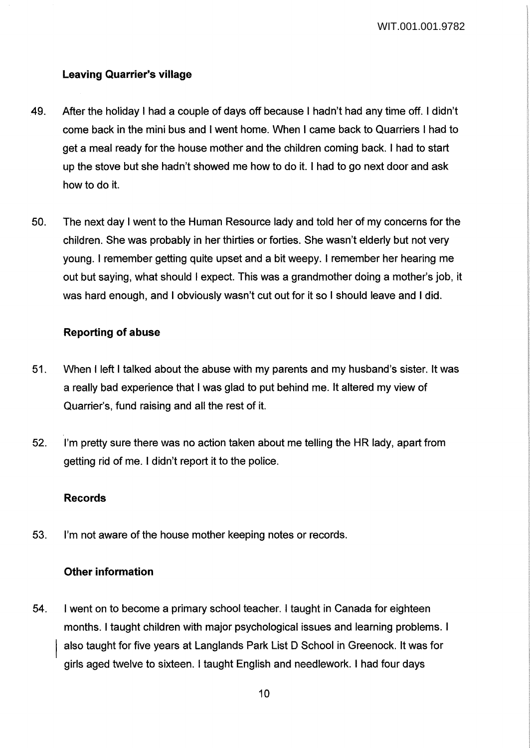### Leaving Quarrier's village

49. After the holiday I had a couple of days off because I hadn't had any time off. I didn't come back in the mini bus and I went home. When I came back to Quarriers I had to get a meal ready for the house mother and the children coming back. I had to start up the stove but she hadn't showed me how to do it. I had to go next door and ask how to do it.

50. The next day I went to the Human Resource lady and told her of my concerns for the children. She was probably in her thirties or forties. She wasn't elderly but not very young. I remember getting quite upset and a bit weepy. I remember her hearing me out but saying, what should I expect. This was a grandmother doing a mother's job, it was hard enough, and I obviously wasn't cut out for it so I should leave and I did.

### Reporting of abuse

51. When I left I talked about the abuse with my parents and my husband's sister. It was a really bad experience that I was glad to put behind me. It altered my view of Quarrier's, fund raising and all the rest of it.

52. I'm pretty sure there was no action taken about me telling the HR lady, apart from getting rid of me. I didn't report it to the police.

### Records

53. I'm not aware of the house mother keeping notes or records.

### Other information

54. I went on to become a primary school teacher. I taught in Canada for eighteen months. I taught children with major psychological issues and learning problems. I also taught for five years at Langlands Park List D School in Greenock. It was for girls aged twelve to sixteen. I taught English and needlework. I had four days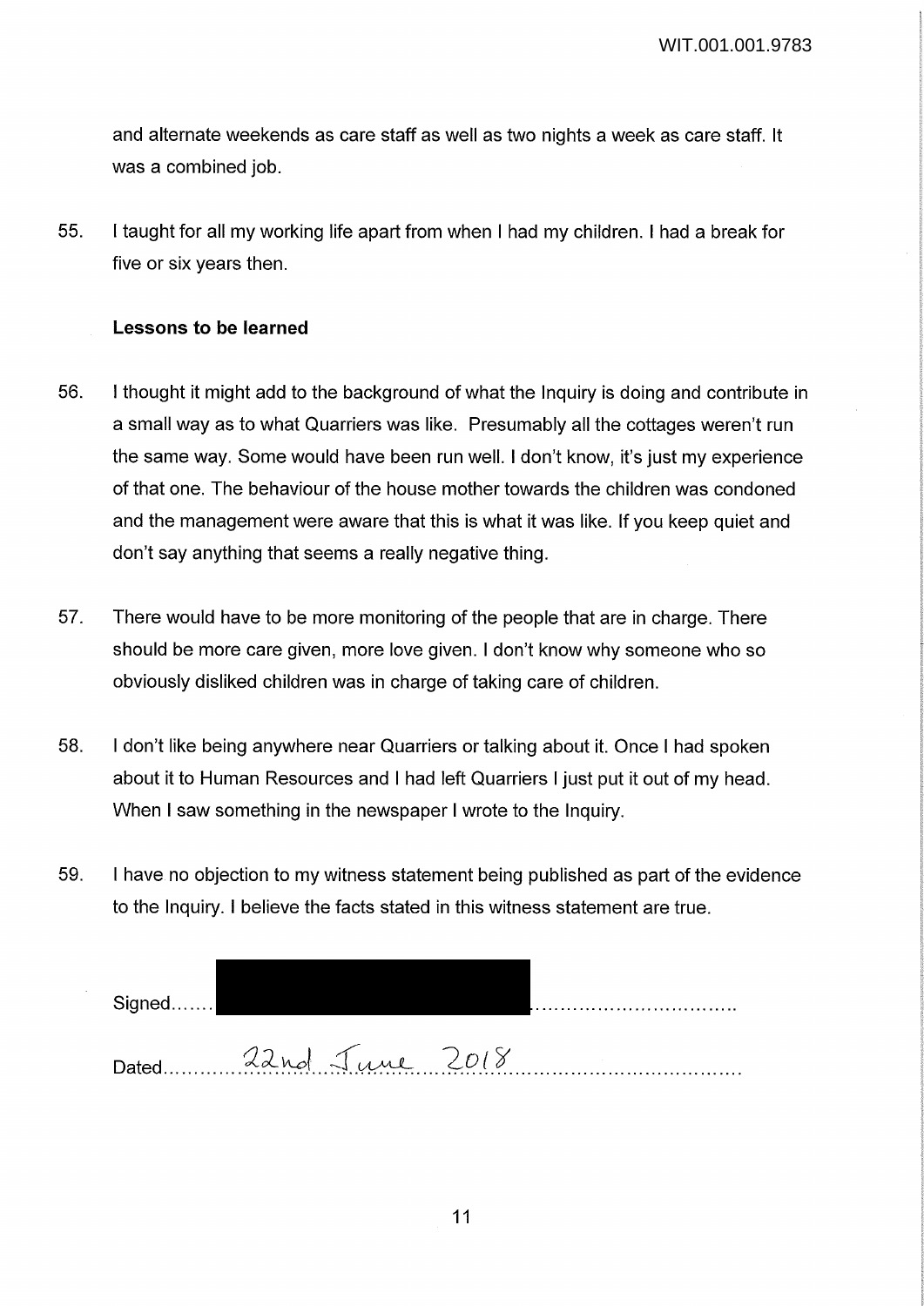and alternate weekends as care staff as well as two nights a week as care staff. It was a combined job.

55. I taught for all my working life apart from when I had my children. I had a break for five or six years then.

**Lessons to be learned**

56. I thought it might add to the background of what the Inquiry is doing and contribute in a small way as to what Quarriers was like. Presumably all the cottages weren't run the same way. Some would have been run well. I don't know, it's just my experience of that one. The behaviour of the house mother towards the children was condoned and the management were aware that this is what it was like. If you keep quiet and don't say anything that seems a really negative thing.

57. There would have to be more monitoring of the people that are in charge. There should be more care given, more love given. I don't know why someone who so obviously disliked children was in charge of taking care of children.

58. I don't like being anywhere near Quarriers or talking about it. Once I had spoken about it to Human Resources and I had left Quarriers I just put it out of my head. When I saw something in the newspaper I wrote to the Inquiry.

59. I have no objection to my witness statement being published as part of the evidence to the Inquiry. I believe the facts stated in this witness statement are true.

Signed.......[REDACTED]..................................

Dated..........22nd June 2018..........................................